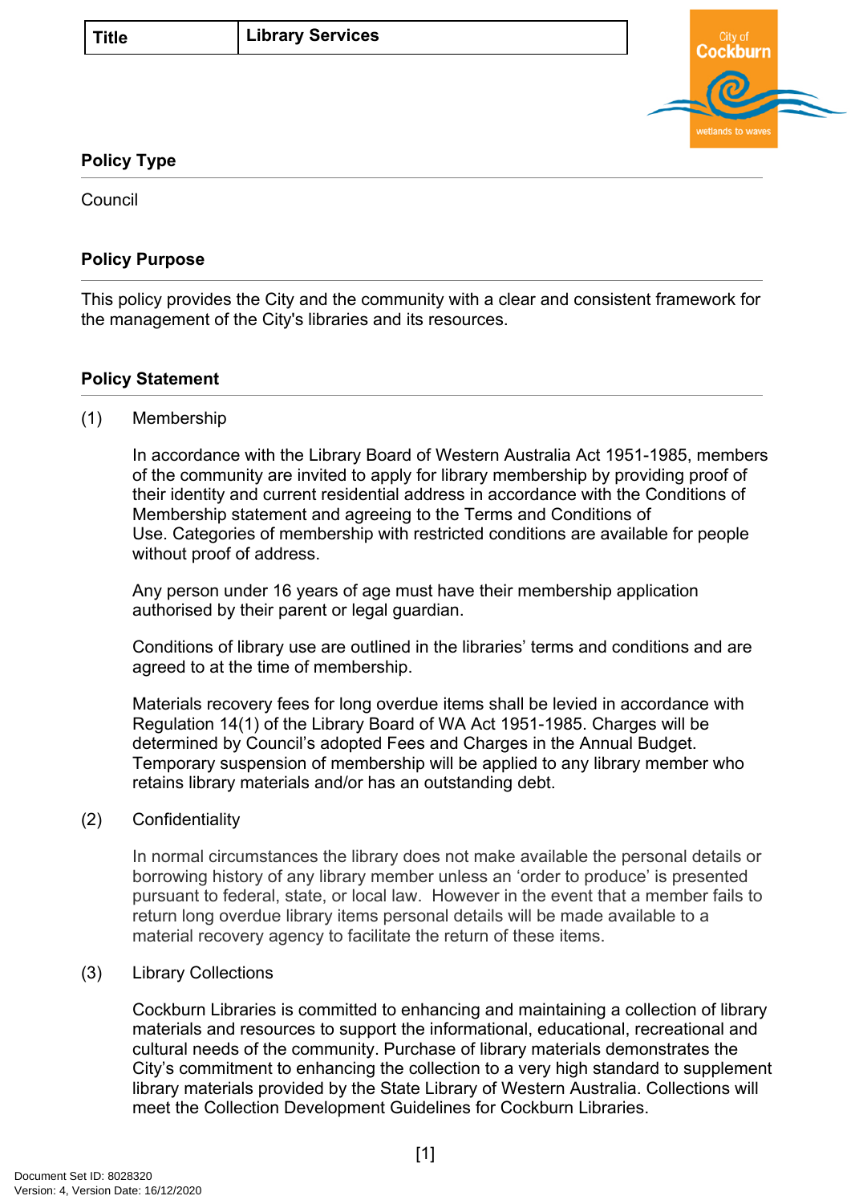| Title | Library Services |
| --- | --- |

## Policy Type

Council

## Policy Purpose

This policy provides the City and the community with a clear and consistent framework for the management of the City's libraries and its resources.

## Policy Statement

(1) Membership

In accordance with the Library Board of Western Australia Act 1951-1985, members of the community are invited to apply for library membership by providing proof of their identity and current residential address in accordance with the Conditions of Membership statement and agreeing to the Terms and Conditions of Use. Categories of membership with restricted conditions are available for people without proof of address.

Any person under 16 years of age must have their membership application authorised by their parent or legal guardian.

Conditions of library use are outlined in the libraries' terms and conditions and are agreed to at the time of membership.

Materials recovery fees for long overdue items shall be levied in accordance with Regulation 14(1) of the Library Board of WA Act 1951-1985. Charges will be determined by Council's adopted Fees and Charges in the Annual Budget. Temporary suspension of membership will be applied to any library member who retains library materials and/or has an outstanding debt.

(2) Confidentiality

In normal circumstances the library does not make available the personal details or borrowing history of any library member unless an 'order to produce' is presented pursuant to federal, state, or local law. However in the event that a member fails to return long overdue library items personal details will be made available to a material recovery agency to facilitate the return of these items.

(3) Library Collections

Cockburn Libraries is committed to enhancing and maintaining a collection of library materials and resources to support the informational, educational, recreational and cultural needs of the community. Purchase of library materials demonstrates the City's commitment to enhancing the collection to a very high standard to supplement library materials provided by the State Library of Western Australia. Collections will meet the Collection Development Guidelines for Cockburn Libraries.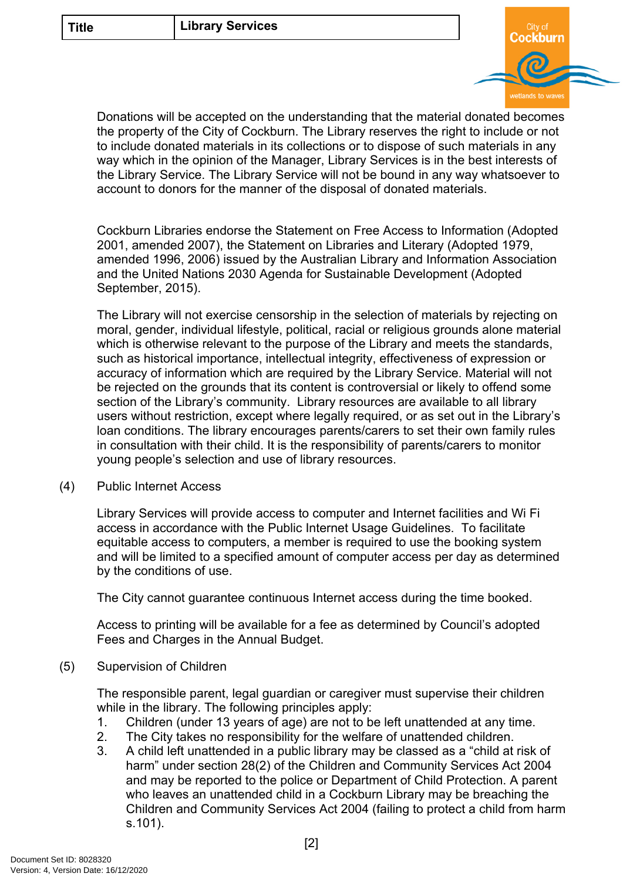Donations will be accepted on the understanding that the material donated becomes the property of the City of Cockburn. The Library reserves the right to include or not to include donated materials in its collections or to dispose of such materials in any way which in the opinion of the Manager, Library Services is in the best interests of the Library Service. The Library Service will not be bound in any way whatsoever to account to donors for the manner of the disposal of donated materials.

Cockburn Libraries endorse the Statement on Free Access to Information (Adopted 2001, amended 2007), the Statement on Libraries and Literary (Adopted 1979, amended 1996, 2006) issued by the Australian Library and Information Association and the United Nations 2030 Agenda for Sustainable Development (Adopted September, 2015).

The Library will not exercise censorship in the selection of materials by rejecting on moral, gender, individual lifestyle, political, racial or religious grounds alone material which is otherwise relevant to the purpose of the Library and meets the standards, such as historical importance, intellectual integrity, effectiveness of expression or accuracy of information which are required by the Library Service. Material will not be rejected on the grounds that its content is controversial or likely to offend some section of the Library's community. Library resources are available to all library users without restriction, except where legally required, or as set out in the Library's loan conditions. The library encourages parents/carers to set their own family rules in consultation with their child. It is the responsibility of parents/carers to monitor young people's selection and use of library resources.

(4) Public Internet Access

Library Services will provide access to computer and Internet facilities and Wi Fi access in accordance with the Public Internet Usage Guidelines. To facilitate equitable access to computers, a member is required to use the booking system and will be limited to a specified amount of computer access per day as determined by the conditions of use.

The City cannot guarantee continuous Internet access during the time booked.

Access to printing will be available for a fee as determined by Council's adopted Fees and Charges in the Annual Budget.

(5) Supervision of Children

The responsible parent, legal guardian or caregiver must supervise their children while in the library. The following principles apply:

1. Children (under 13 years of age) are not to be left unattended at any time.
2. The City takes no responsibility for the welfare of unattended children.
3. A child left unattended in a public library may be classed as a "child at risk of harm" under section 28(2) of the Children and Community Services Act 2004 and may be reported to the police or Department of Child Protection. A parent who leaves an unattended child in a Cockburn Library may be breaching the Children and Community Services Act 2004 (failing to protect a child from harm s.101).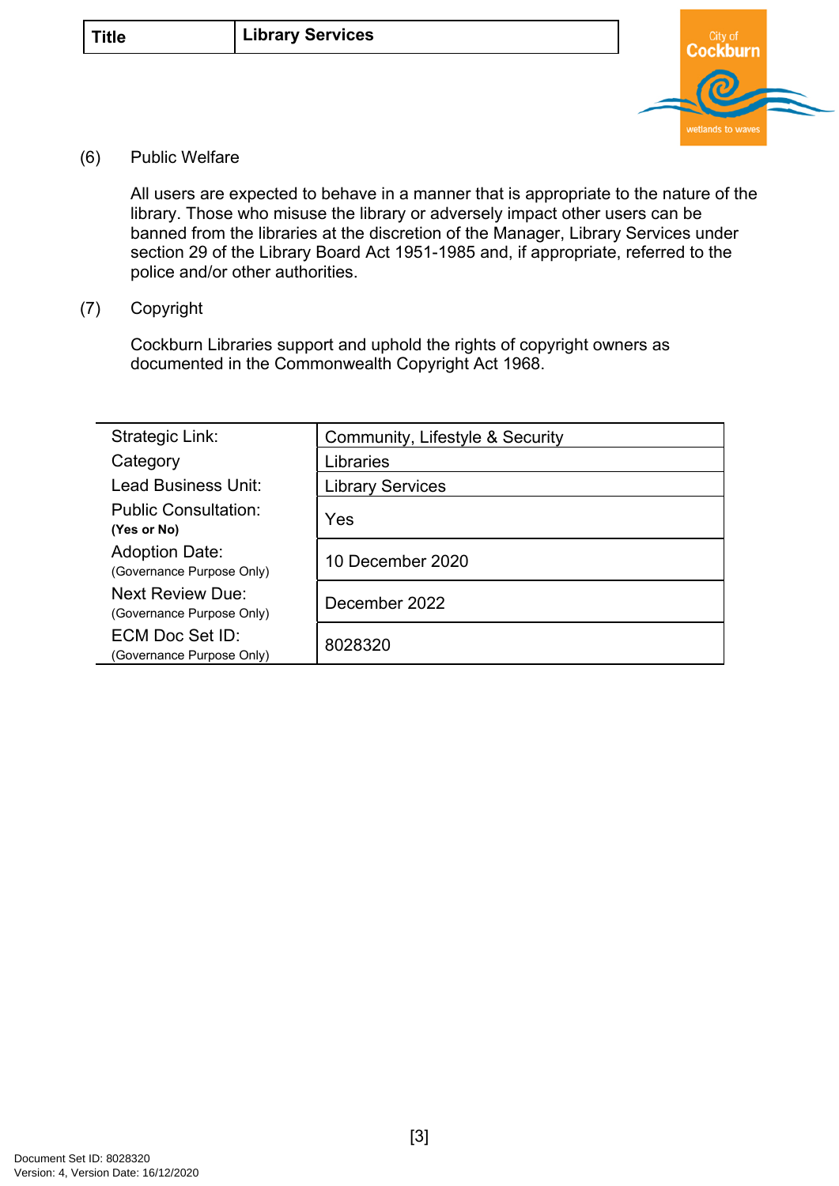(6) Public Welfare

All users are expected to behave in a manner that is appropriate to the nature of the library. Those who misuse the library or adversely impact other users can be banned from the libraries at the discretion of the Manager, Library Services under section 29 of the Library Board Act 1951-1985 and, if appropriate, referred to the police and/or other authorities.

(7) Copyright

Cockburn Libraries support and uphold the rights of copyright owners as documented in the Commonwealth Copyright Act 1968.

| | |
|---|---|
| Strategic Link: | Community, Lifestyle & Security |
| Category | Libraries |
| Lead Business Unit: | Library Services |
| Public Consultation: **(Yes or No)** | Yes |
| Adoption Date: (Governance Purpose Only) | 10 December 2020 |
| Next Review Due: (Governance Purpose Only) | December 2022 |
| ECM Doc Set ID: (Governance Purpose Only) | 8028320 |